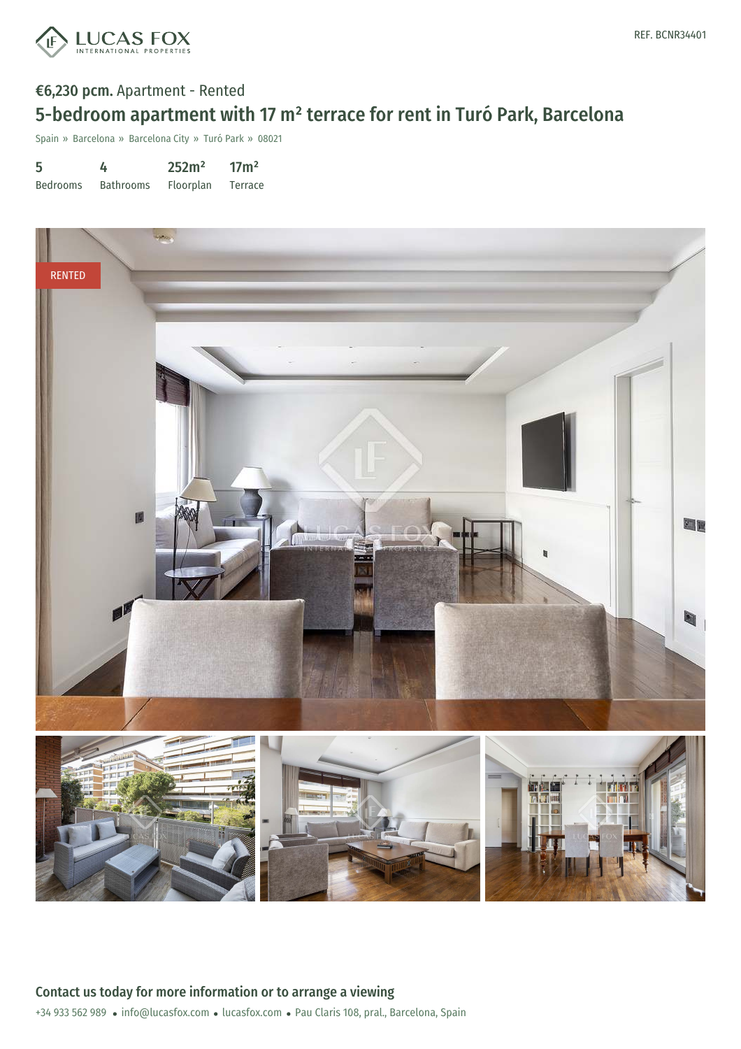REF. BCNR34401

**€6,230 pcm.** Apartment - Rented

# 5-bedroom apartment with 17 m² terrace for rent in Turó Park, Barcelona

Spain » Barcelona » Barcelona City » Turó Park » 08021

| 5 | 4 | 252m² | 17m² |
|---|---|---|---|
| Bedrooms | Bathrooms | Floorplan | Terrace |

RENTED

## Contact us today for more information or to arrange a viewing

+34 933 562 989 • info@lucasfox.com • lucasfox.com • Pau Claris 108, pral., Barcelona, Spain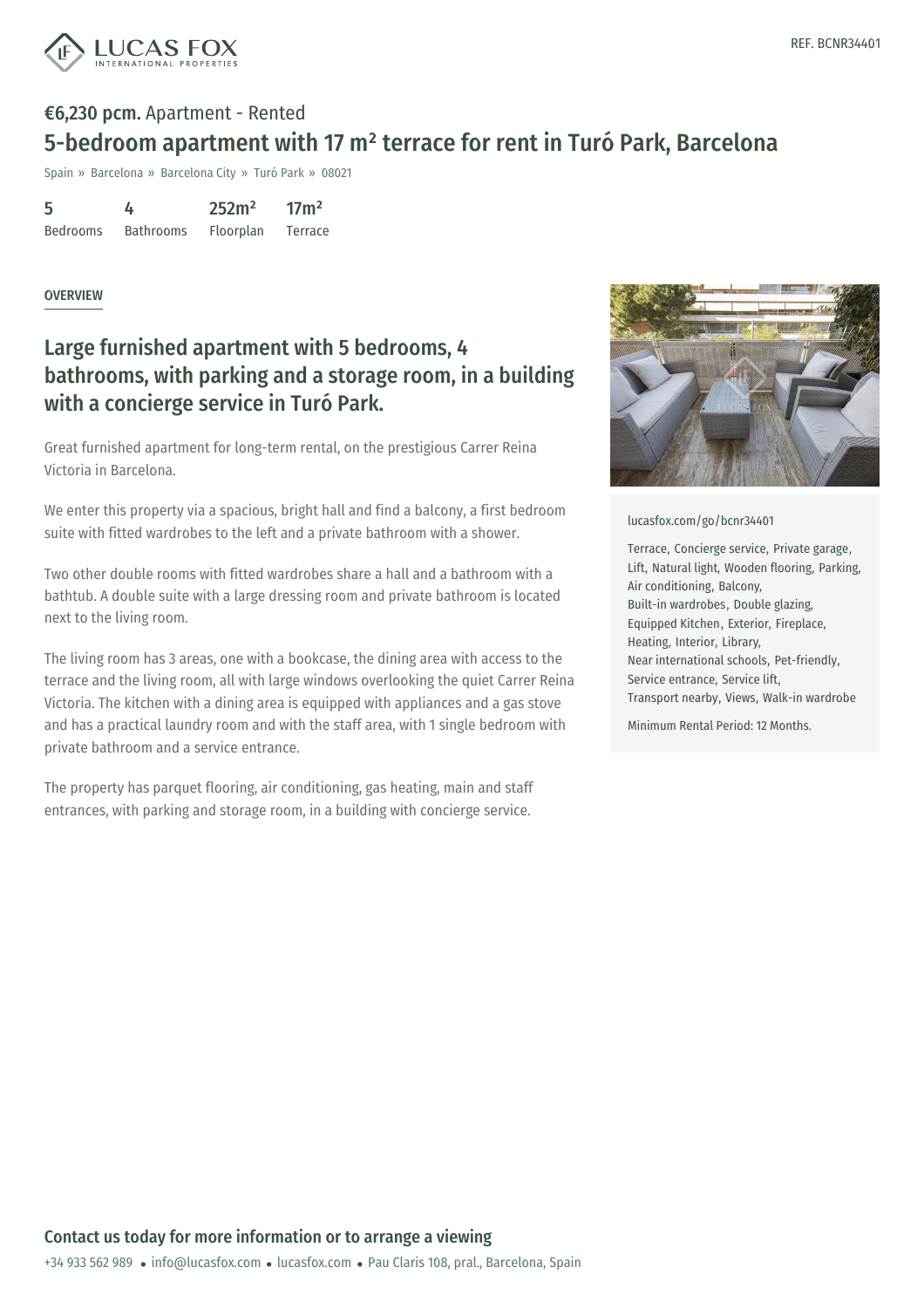REF. BCNR34401

**€6,230 pcm.** Apartment - Rented

# 5-bedroom apartment with 17 m² terrace for rent in Turó Park, Barcelona

Spain » Barcelona » Barcelona City » Turó Park » 08021

| 5 | 4 | 252m² | 17m² |
|---|---|---|---|
| Bedrooms | Bathrooms | Floorplan | Terrace |

OVERVIEW

## Large furnished apartment with 5 bedrooms, 4 bathrooms, with parking and a storage room, in a building with a concierge service in Turó Park.

Great furnished apartment for long-term rental, on the prestigious Carrer Reina Victoria in Barcelona.

We enter this property via a spacious, bright hall and find a balcony, a first bedroom suite with fitted wardrobes to the left and a private bathroom with a shower.

Two other double rooms with fitted wardrobes share a hall and a bathroom with a bathtub. A double suite with a large dressing room and private bathroom is located next to the living room.

The living room has 3 areas, one with a bookcase, the dining area with access to the terrace and the living room, all with large windows overlooking the quiet Carrer Reina Victoria. The kitchen with a dining area is equipped with appliances and a gas stove and has a practical laundry room and with the staff area, with 1 single bedroom with private bathroom and a service entrance.

The property has parquet flooring, air conditioning, gas heating, main and staff entrances, with parking and storage room, in a building with concierge service.

lucasfox.com/go/bcnr34401

Terrace, Concierge service, Private garage, Lift, Natural light, Wooden flooring, Parking, Air conditioning, Balcony, Built-in wardrobes, Double glazing, Equipped Kitchen, Exterior, Fireplace, Heating, Interior, Library, Near international schools, Pet-friendly, Service entrance, Service lift, Transport nearby, Views, Walk-in wardrobe

Minimum Rental Period: 12 Months.

**Contact us today for more information or to arrange a viewing**

+34 933 562 989 • info@lucasfox.com • lucasfox.com • Pau Claris 108, pral., Barcelona, Spain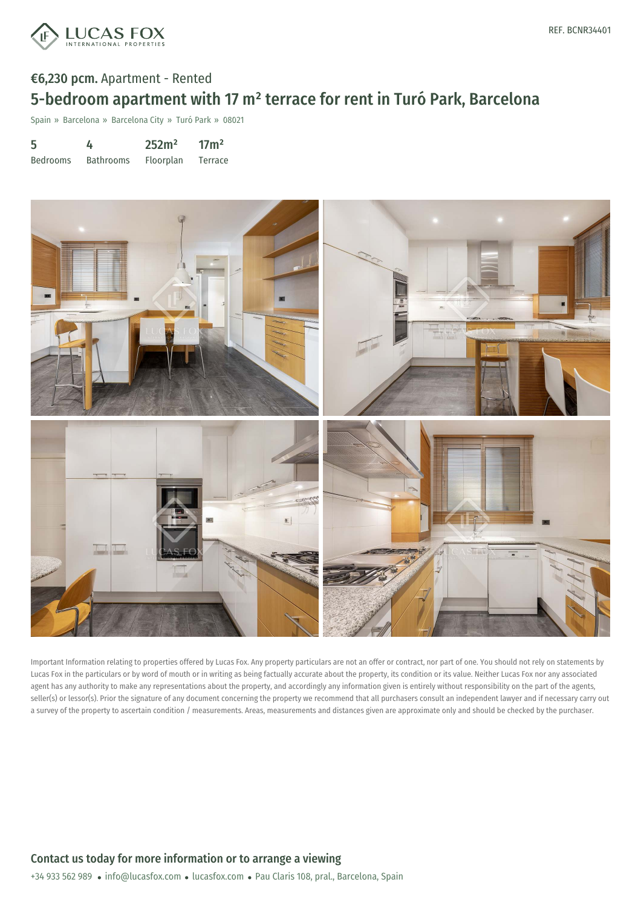REF. BCNR34401

**€6,230 pcm.** Apartment - Rented

# 5-bedroom apartment with 17 m² terrace for rent in Turó Park, Barcelona

Spain » Barcelona » Barcelona City » Turó Park » 08021

| 5 | 4 | 252m² | 17m² |
|---|---|---|---|
| Bedrooms | Bathrooms | Floorplan | Terrace |

Important Information relating to properties offered by Lucas Fox. Any property particulars are not an offer or contract, nor part of one. You should not rely on statements by Lucas Fox in the particulars or by word of mouth or in writing as being factually accurate about the property, its condition or its value. Neither Lucas Fox nor any associated agent has any authority to make any representations about the property, and accordingly any information given is entirely without responsibility on the part of the agents, seller(s) or lessor(s). Prior the signature of any document concerning the property we recommend that all purchasers consult an independent lawyer and if necessary carry out a survey of the property to ascertain condition / measurements. Areas, measurements and distances given are approximate only and should be checked by the purchaser.

## Contact us today for more information or to arrange a viewing

+34 933 562 989 • info@lucasfox.com • lucasfox.com • Pau Claris 108, pral., Barcelona, Spain